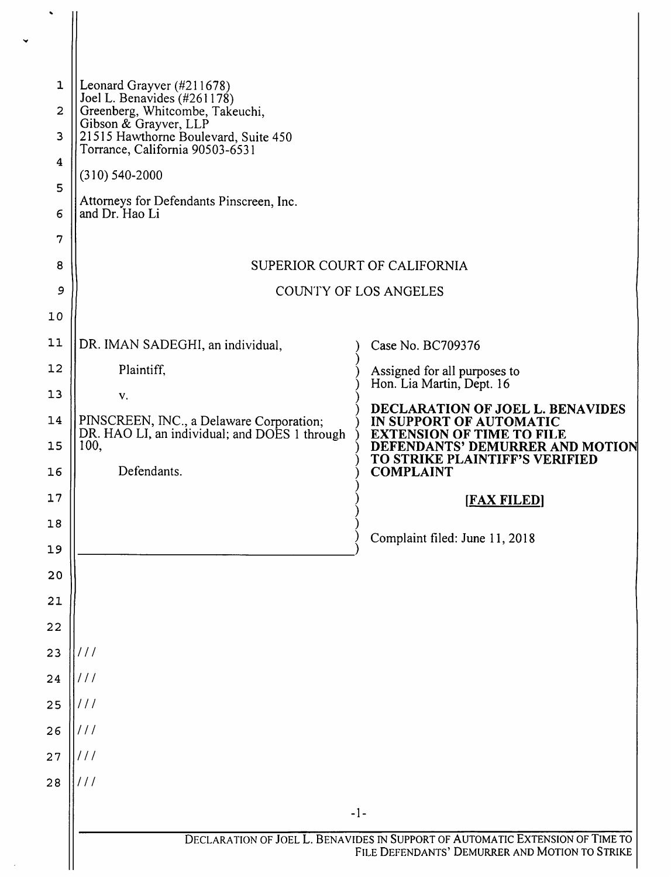Leonard Grayver (#211678)
Joel L. Benavides (#261178)
Greenberg, Whitcombe, Takeuchi,
Gibson & Grayver, LLP
21515 Hawthorne Boulevard, Suite 450
Torrance, California 90503-6531

(310) 540-2000

Attorneys for Defendants Pinscreen, Inc.
and Dr. Hao Li

SUPERIOR COURT OF CALIFORNIA

COUNTY OF LOS ANGELES

DR. IMAN SADEGHI, an individual,

Plaintiff,

v.

PINSCREEN, INC., a Delaware Corporation; DR. HAO LI, an individual; and DOES 1 through 100,

Defendants.

Case No. BC709376

Assigned for all purposes to
Hon. Lia Martin, Dept. 16

**DECLARATION OF JOEL L. BENAVIDES IN SUPPORT OF AUTOMATIC EXTENSION OF TIME TO FILE DEFENDANTS' DEMURRER AND MOTION TO STRIKE PLAINTIFF'S VERIFIED COMPLAINT**

**[FAX FILED]**

Complaint filed: June 11, 2018

///

///

///

///

///

///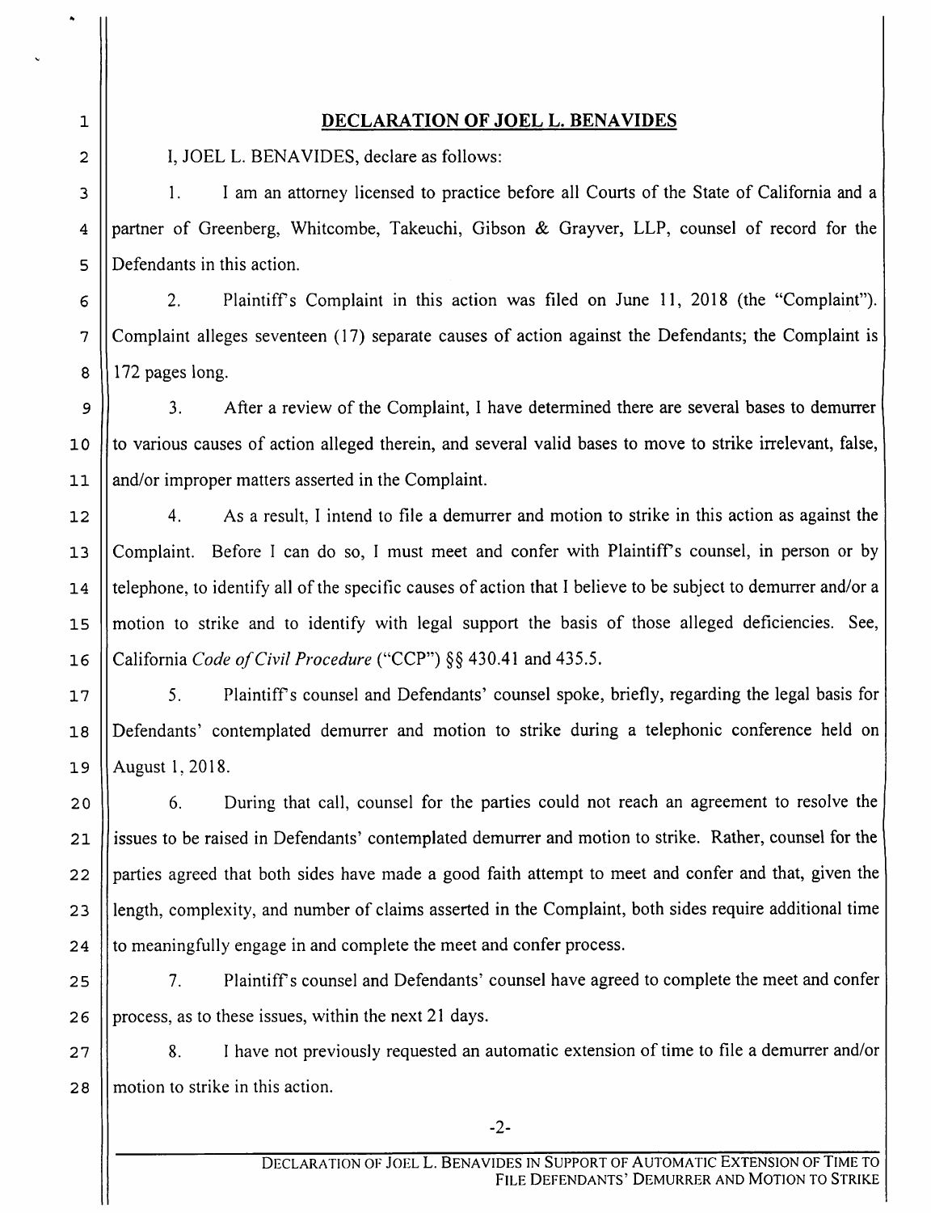## DECLARATION OF JOEL L. BENAVIDES

I, JOEL L. BENAVIDES, declare as follows:

1. I am an attorney licensed to practice before all Courts of the State of California and a partner of Greenberg, Whitcombe, Takeuchi, Gibson & Grayver, LLP, counsel of record for the Defendants in this action.

2. Plaintiff's Complaint in this action was filed on June 11, 2018 (the "Complaint"). Complaint alleges seventeen (17) separate causes of action against the Defendants; the Complaint is 172 pages long.

3. After a review of the Complaint, I have determined there are several bases to demurrer to various causes of action alleged therein, and several valid bases to move to strike irrelevant, false, and/or improper matters asserted in the Complaint.

4. As a result, I intend to file a demurrer and motion to strike in this action as against the Complaint. Before I can do so, I must meet and confer with Plaintiff's counsel, in person or by telephone, to identify all of the specific causes of action that I believe to be subject to demurrer and/or a motion to strike and to identify with legal support the basis of those alleged deficiencies. See, California *Code of Civil Procedure* ("CCP") §§ 430.41 and 435.5.

5. Plaintiff's counsel and Defendants' counsel spoke, briefly, regarding the legal basis for Defendants' contemplated demurrer and motion to strike during a telephonic conference held on August 1, 2018.

6. During that call, counsel for the parties could not reach an agreement to resolve the issues to be raised in Defendants' contemplated demurrer and motion to strike. Rather, counsel for the parties agreed that both sides have made a good faith attempt to meet and confer and that, given the length, complexity, and number of claims asserted in the Complaint, both sides require additional time to meaningfully engage in and complete the meet and confer process.

7. Plaintiff's counsel and Defendants' counsel have agreed to complete the meet and confer process, as to these issues, within the next 21 days.

8. I have not previously requested an automatic extension of time to file a demurrer and/or motion to strike in this action.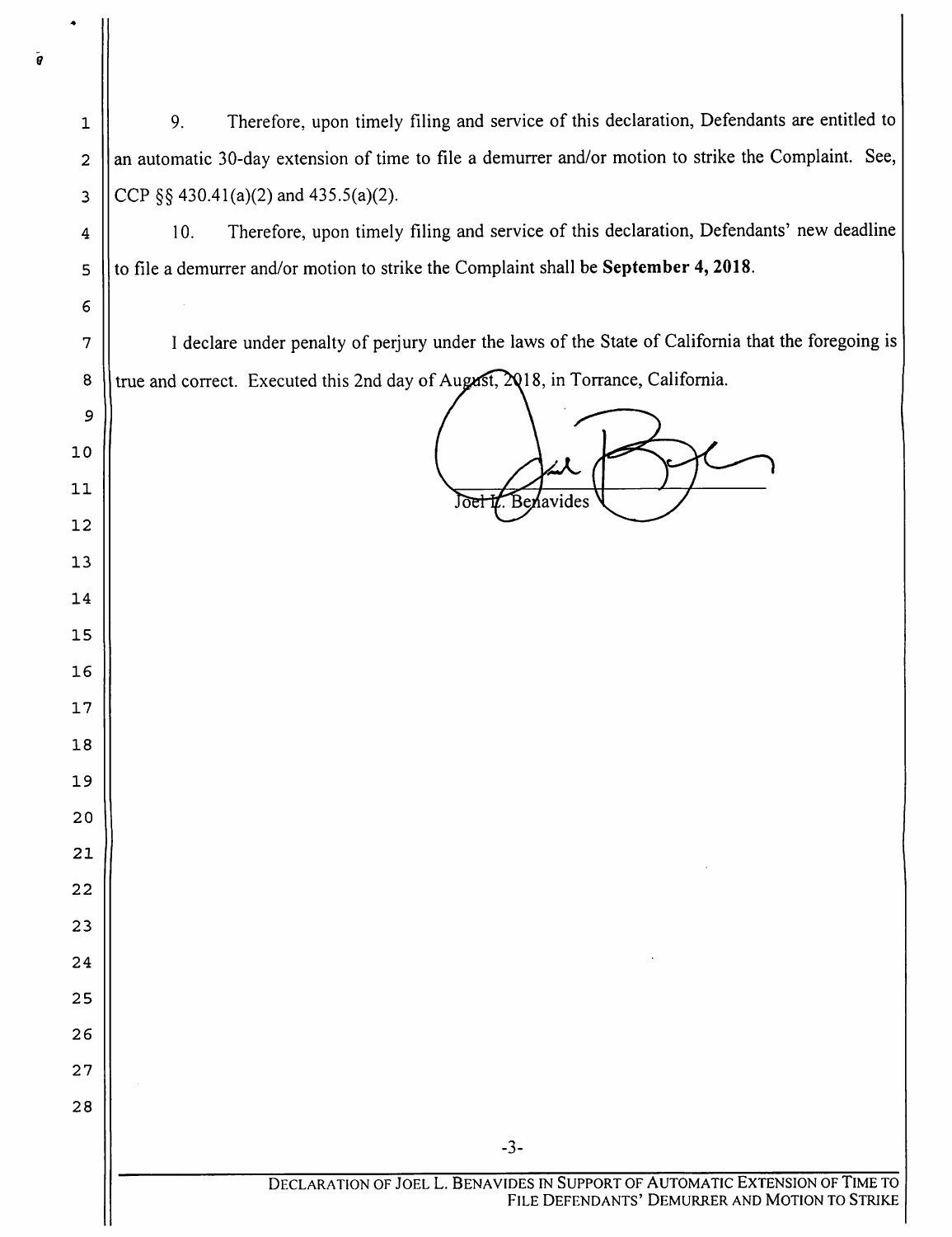9. Therefore, upon timely filing and service of this declaration, Defendants are entitled to an automatic 30-day extension of time to file a demurrer and/or motion to strike the Complaint. See, CCP §§ 430.41(a)(2) and 435.5(a)(2).

10. Therefore, upon timely filing and service of this declaration, Defendants' new deadline to file a demurrer and/or motion to strike the Complaint shall be **September 4, 2018**.

I declare under penalty of perjury under the laws of the State of California that the foregoing is true and correct. Executed this 2nd day of August, 2018, in Torrance, California.

Joel L. Benavides

DECLARATION OF JOEL L. BENAVIDES IN SUPPORT OF AUTOMATIC EXTENSION OF TIME TO FILE DEFENDANTS' DEMURRER AND MOTION TO STRIKE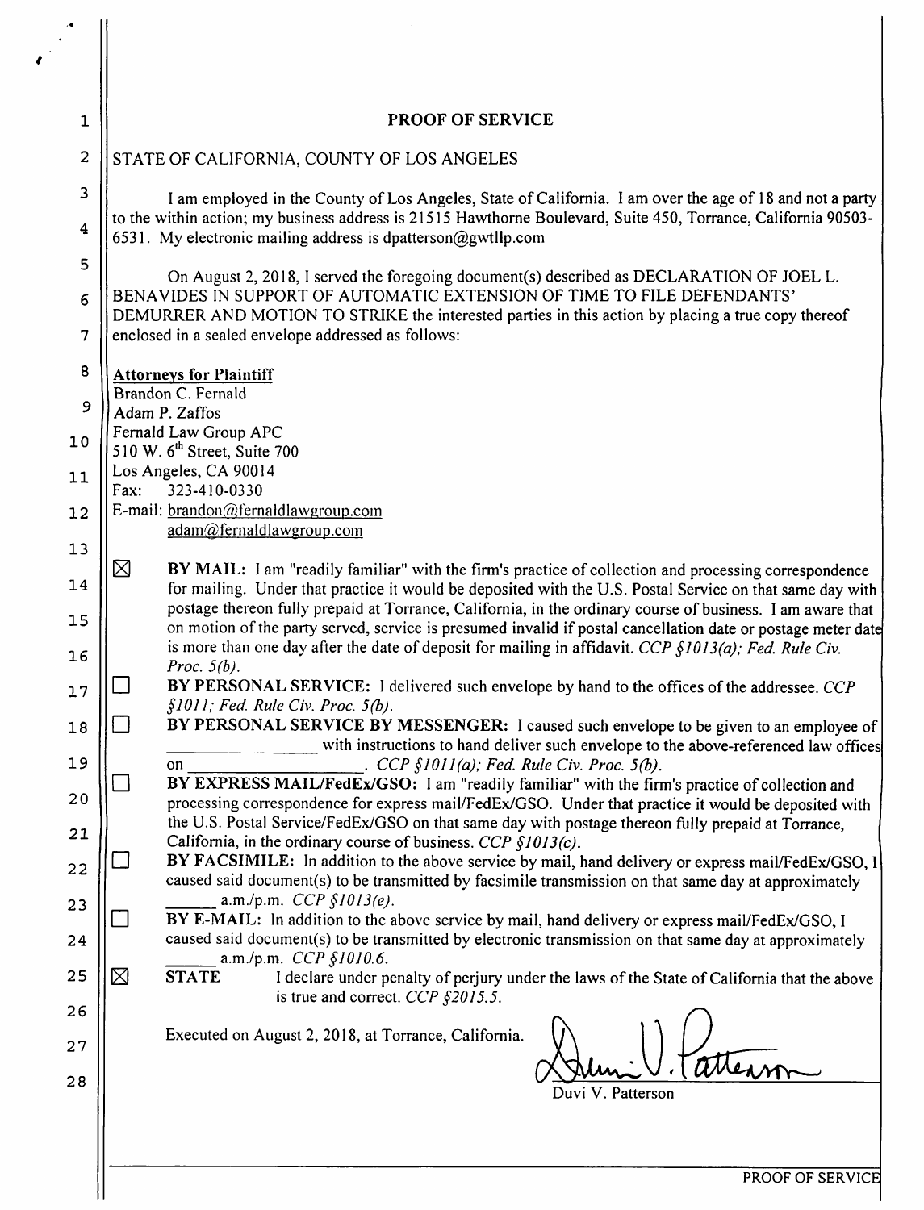# PROOF OF SERVICE

STATE OF CALIFORNIA, COUNTY OF LOS ANGELES

I am employed in the County of Los Angeles, State of California. I am over the age of 18 and not a party to the within action; my business address is 21515 Hawthorne Boulevard, Suite 450, Torrance, California 90503-6531. My electronic mailing address is dpatterson@gwtllp.com

On August 2, 2018, I served the foregoing document(s) described as DECLARATION OF JOEL L. BENAVIDES IN SUPPORT OF AUTOMATIC EXTENSION OF TIME TO FILE DEFENDANTS' DEMURRER AND MOTION TO STRIKE the interested parties in this action by placing a true copy thereof enclosed in a sealed envelope addressed as follows:

**Attorneys for Plaintiff**
Brandon C. Fernald
Adam P. Zaffos
Fernald Law Group APC
510 W. 6th Street, Suite 700
Los Angeles, CA 90014
Fax: 323-410-0330
E-mail: brandon@fernaldlawgroup.com
adam@fernaldlawgroup.com

☒ **BY MAIL:** I am "readily familiar" with the firm's practice of collection and processing correspondence for mailing. Under that practice it would be deposited with the U.S. Postal Service on that same day with postage thereon fully prepaid at Torrance, California, in the ordinary course of business. I am aware that on motion of the party served, service is presumed invalid if postal cancellation date or postage meter date is more than one day after the date of deposit for mailing in affidavit. *CCP §1013(a); Fed. Rule Civ. Proc. 5(b).*

☐ **BY PERSONAL SERVICE:** I delivered such envelope by hand to the offices of the addressee. *CCP §1011; Fed. Rule Civ. Proc. 5(b).*

☐ **BY PERSONAL SERVICE BY MESSENGER:** I caused such envelope to be given to an employee of ________________ with instructions to hand deliver such envelope to the above-referenced law offices on ________________. *CCP §1011(a); Fed. Rule Civ. Proc. 5(b).*

☐ **BY EXPRESS MAIL/FedEx/GSO:** I am "readily familiar" with the firm's practice of collection and processing correspondence for express mail/FedEx/GSO. Under that practice it would be deposited with the U.S. Postal Service/FedEx/GSO on that same day with postage thereon fully prepaid at Torrance, California, in the ordinary course of business. *CCP §1013(c).*

☐ **BY FACSIMILE:** In addition to the above service by mail, hand delivery or express mail/FedEx/GSO, I caused said document(s) to be transmitted by facsimile transmission on that same day at approximately ______ a.m./p.m. *CCP §1013(e).*

☐ **BY E-MAIL:** In addition to the above service by mail, hand delivery or express mail/FedEx/GSO, I caused said document(s) to be transmitted by electronic transmission on that same day at approximately ______ a.m./p.m. *CCP §1010.6.*

☒ **STATE** I declare under penalty of perjury under the laws of the State of California that the above is true and correct. *CCP §2015.5.*

Executed on August 2, 2018, at Torrance, California.

Duvi V. Patterson